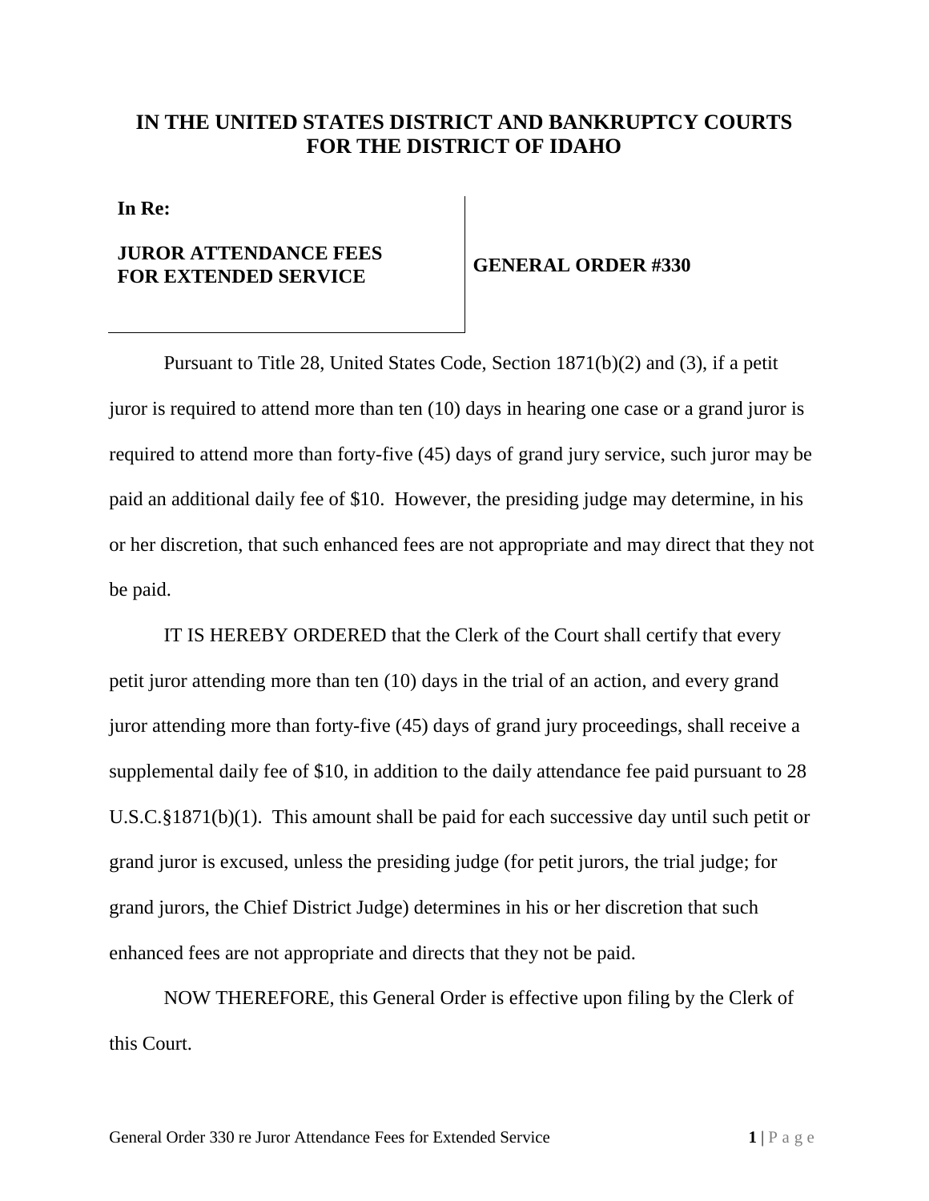# IN THE UNITED STATES DISTRICT AND BANKRUPTCY COURTS FOR THE DISTRICT OF IDAHO

**In Re:**

**JUROR ATTENDANCE FEES FOR EXTENDED SERVICE**

**GENERAL ORDER #330**

Pursuant to Title 28, United States Code, Section 1871(b)(2) and (3), if a petit juror is required to attend more than ten (10) days in hearing one case or a grand juror is required to attend more than forty-five (45) days of grand jury service, such juror may be paid an additional daily fee of $10. However, the presiding judge may determine, in his or her discretion, that such enhanced fees are not appropriate and may direct that they not be paid.

IT IS HEREBY ORDERED that the Clerk of the Court shall certify that every petit juror attending more than ten (10) days in the trial of an action, and every grand juror attending more than forty-five (45) days of grand jury proceedings, shall receive a supplemental daily fee of $10, in addition to the daily attendance fee paid pursuant to 28 U.S.C.§1871(b)(1). This amount shall be paid for each successive day until such petit or grand juror is excused, unless the presiding judge (for petit jurors, the trial judge; for grand jurors, the Chief District Judge) determines in his or her discretion that such enhanced fees are not appropriate and directs that they not be paid.

NOW THEREFORE, this General Order is effective upon filing by the Clerk of this Court.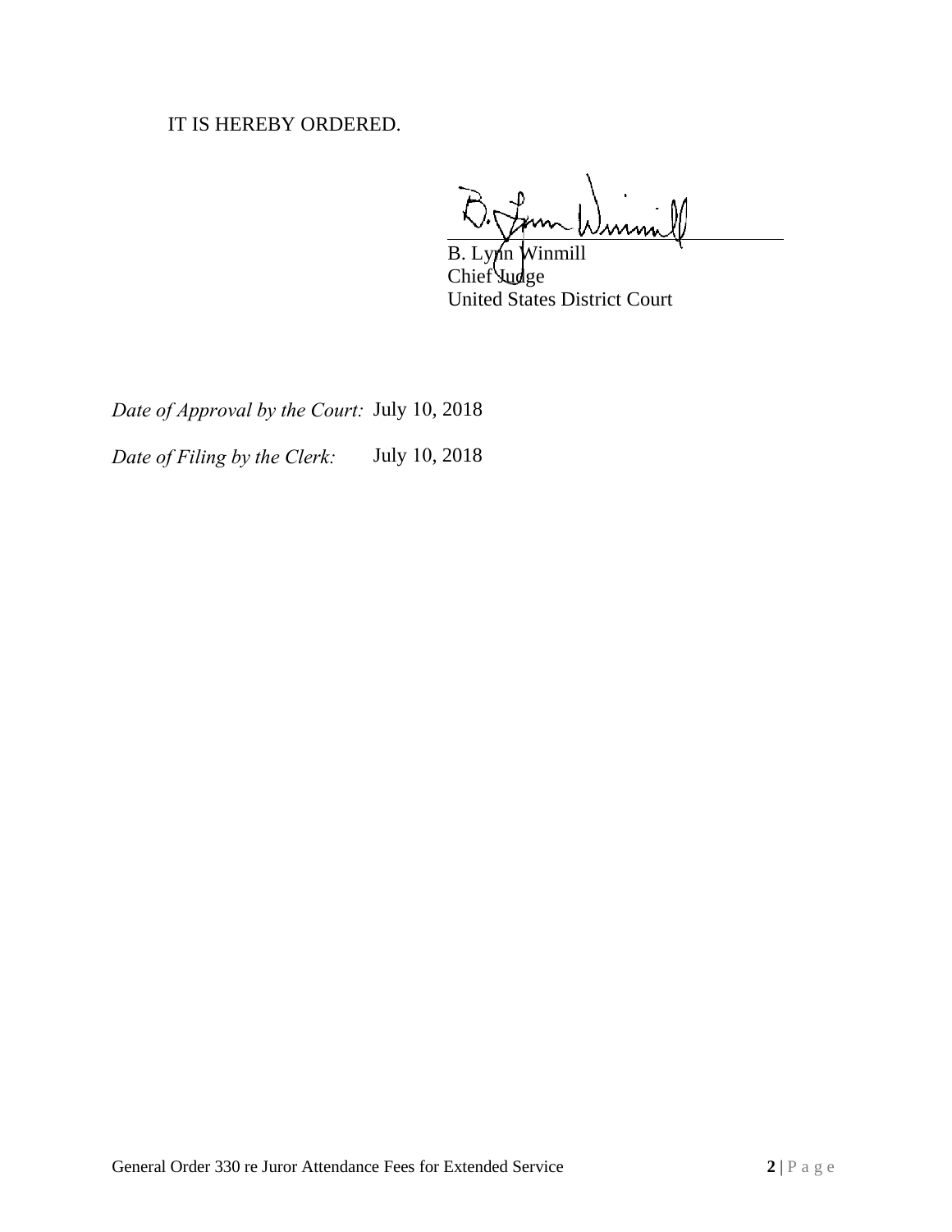IT IS HEREBY ORDERED.

B. Lynn Winmill  
Chief Judge  
United States District Court

*Date of Approval by the Court:* July 10, 2018

*Date of Filing by the Clerk:* July 10, 2018